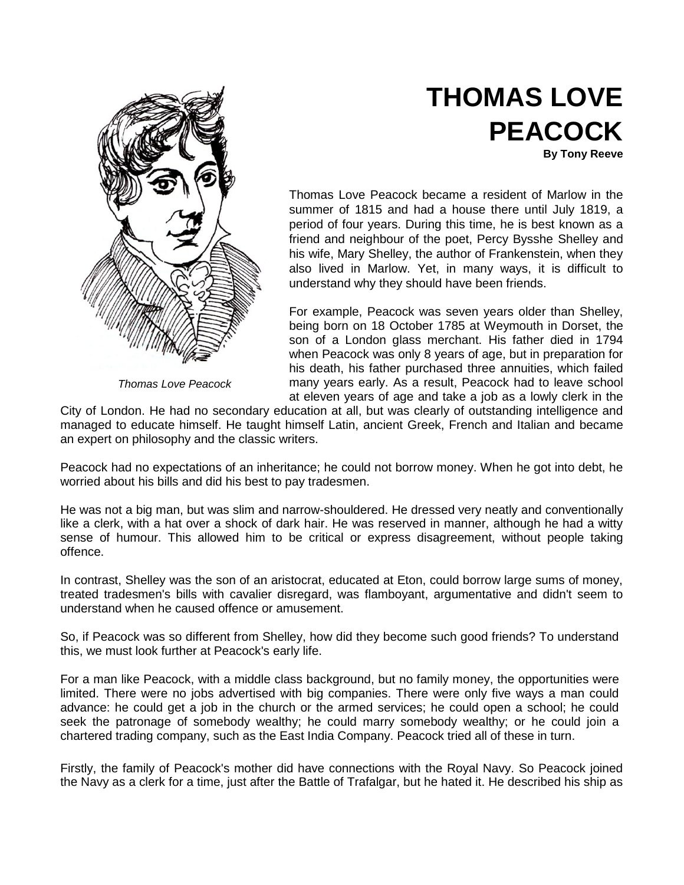# THOMAS LOVE PEACOCK

**By Tony Reeve**

*Thomas Love Peacock*

Thomas Love Peacock became a resident of Marlow in the summer of 1815 and had a house there until July 1819, a period of four years. During this time, he is best known as a friend and neighbour of the poet, Percy Bysshe Shelley and his wife, Mary Shelley, the author of Frankenstein, when they also lived in Marlow. Yet, in many ways, it is difficult to understand why they should have been friends.

For example, Peacock was seven years older than Shelley, being born on 18 October 1785 at Weymouth in Dorset, the son of a London glass merchant. His father died in 1794 when Peacock was only 8 years of age, but in preparation for his death, his father purchased three annuities, which failed many years early. As a result, Peacock had to leave school at eleven years of age and take a job as a lowly clerk in the City of London. He had no secondary education at all, but was clearly of outstanding intelligence and managed to educate himself. He taught himself Latin, ancient Greek, French and Italian and became an expert on philosophy and the classic writers.

Peacock had no expectations of an inheritance; he could not borrow money. When he got into debt, he worried about his bills and did his best to pay tradesmen.

He was not a big man, but was slim and narrow-shouldered. He dressed very neatly and conventionally like a clerk, with a hat over a shock of dark hair. He was reserved in manner, although he had a witty sense of humour. This allowed him to be critical or express disagreement, without people taking offence.

In contrast, Shelley was the son of an aristocrat, educated at Eton, could borrow large sums of money, treated tradesmen's bills with cavalier disregard, was flamboyant, argumentative and didn't seem to understand when he caused offence or amusement.

So, if Peacock was so different from Shelley, how did they become such good friends? To understand this, we must look further at Peacock's early life.

For a man like Peacock, with a middle class background, but no family money, the opportunities were limited. There were no jobs advertised with big companies. There were only five ways a man could advance: he could get a job in the church or the armed services; he could open a school; he could seek the patronage of somebody wealthy; he could marry somebody wealthy; or he could join a chartered trading company, such as the East India Company. Peacock tried all of these in turn.

Firstly, the family of Peacock's mother did have connections with the Royal Navy. So Peacock joined the Navy as a clerk for a time, just after the Battle of Trafalgar, but he hated it. He described his ship as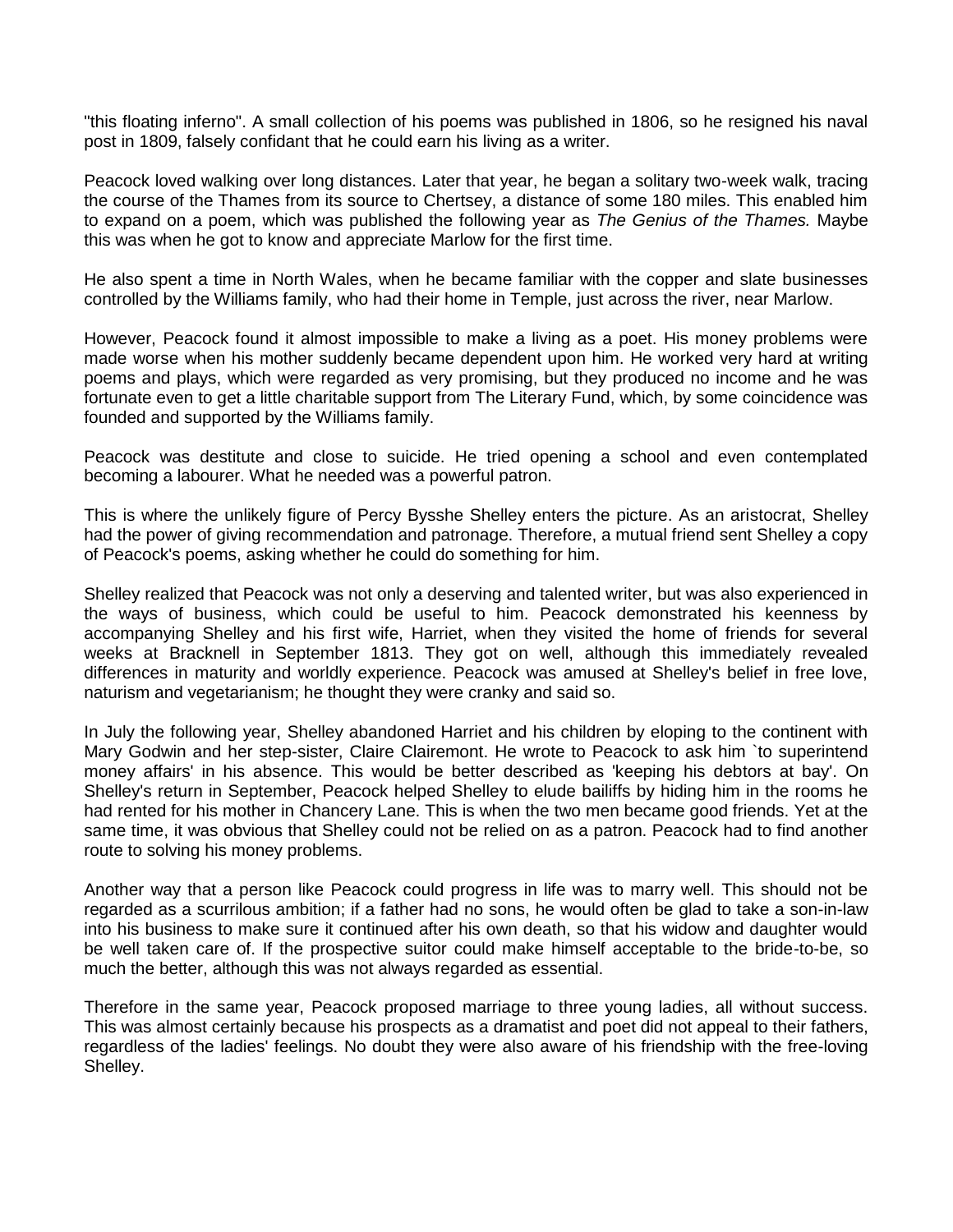"this floating inferno". A small collection of his poems was published in 1806, so he resigned his naval post in 1809, falsely confidant that he could earn his living as a writer.

Peacock loved walking over long distances. Later that year, he began a solitary two-week walk, tracing the course of the Thames from its source to Chertsey, a distance of some 180 miles. This enabled him to expand on a poem, which was published the following year as *The Genius of the Thames.* Maybe this was when he got to know and appreciate Marlow for the first time.

He also spent a time in North Wales, when he became familiar with the copper and slate businesses controlled by the Williams family, who had their home in Temple, just across the river, near Marlow.

However, Peacock found it almost impossible to make a living as a poet. His money problems were made worse when his mother suddenly became dependent upon him. He worked very hard at writing poems and plays, which were regarded as very promising, but they produced no income and he was fortunate even to get a little charitable support from The Literary Fund, which, by some coincidence was founded and supported by the Williams family.

Peacock was destitute and close to suicide. He tried opening a school and even contemplated becoming a labourer. What he needed was a powerful patron.

This is where the unlikely figure of Percy Bysshe Shelley enters the picture. As an aristocrat, Shelley had the power of giving recommendation and patronage. Therefore, a mutual friend sent Shelley a copy of Peacock's poems, asking whether he could do something for him.

Shelley realized that Peacock was not only a deserving and talented writer, but was also experienced in the ways of business, which could be useful to him. Peacock demonstrated his keenness by accompanying Shelley and his first wife, Harriet, when they visited the home of friends for several weeks at Bracknell in September 1813. They got on well, although this immediately revealed differences in maturity and worldly experience. Peacock was amused at Shelley's belief in free love, naturism and vegetarianism; he thought they were cranky and said so.

In July the following year, Shelley abandoned Harriet and his children by eloping to the continent with Mary Godwin and her step-sister, Claire Clairemont. He wrote to Peacock to ask him `to superintend money affairs' in his absence. This would be better described as 'keeping his debtors at bay'. On Shelley's return in September, Peacock helped Shelley to elude bailiffs by hiding him in the rooms he had rented for his mother in Chancery Lane. This is when the two men became good friends. Yet at the same time, it was obvious that Shelley could not be relied on as a patron. Peacock had to find another route to solving his money problems.

Another way that a person like Peacock could progress in life was to marry well. This should not be regarded as a scurrilous ambition; if a father had no sons, he would often be glad to take a son-in-law into his business to make sure it continued after his own death, so that his widow and daughter would be well taken care of. If the prospective suitor could make himself acceptable to the bride-to-be, so much the better, although this was not always regarded as essential.

Therefore in the same year, Peacock proposed marriage to three young ladies, all without success. This was almost certainly because his prospects as a dramatist and poet did not appeal to their fathers, regardless of the ladies' feelings. No doubt they were also aware of his friendship with the free-loving Shelley.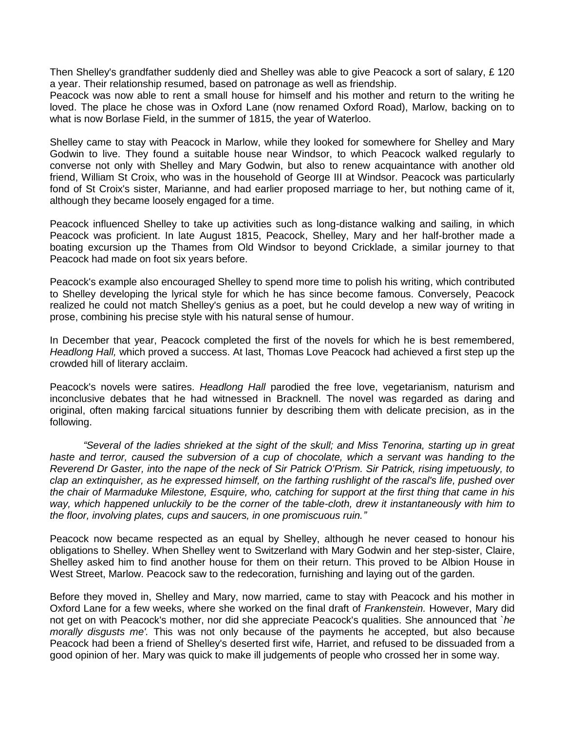Then Shelley's grandfather suddenly died and Shelley was able to give Peacock a sort of salary, £ 120 a year. Their relationship resumed, based on patronage as well as friendship.
Peacock was now able to rent a small house for himself and his mother and return to the writing he loved. The place he chose was in Oxford Lane (now renamed Oxford Road), Marlow, backing on to what is now Borlase Field, in the summer of 1815, the year of Waterloo.

Shelley came to stay with Peacock in Marlow, while they looked for somewhere for Shelley and Mary Godwin to live. They found a suitable house near Windsor, to which Peacock walked regularly to converse not only with Shelley and Mary Godwin, but also to renew acquaintance with another old friend, William St Croix, who was in the household of George III at Windsor. Peacock was particularly fond of St Croix's sister, Marianne, and had earlier proposed marriage to her, but nothing came of it, although they became loosely engaged for a time.

Peacock influenced Shelley to take up activities such as long-distance walking and sailing, in which Peacock was proficient. In late August 1815, Peacock, Shelley, Mary and her half-brother made a boating excursion up the Thames from Old Windsor to beyond Cricklade, a similar journey to that Peacock had made on foot six years before.

Peacock's example also encouraged Shelley to spend more time to polish his writing, which contributed to Shelley developing the lyrical style for which he has since become famous. Conversely, Peacock realized he could not match Shelley's genius as a poet, but he could develop a new way of writing in prose, combining his precise style with his natural sense of humour.

In December that year, Peacock completed the first of the novels for which he is best remembered, *Headlong Hall,* which proved a success. At last, Thomas Love Peacock had achieved a first step up the crowded hill of literary acclaim.

Peacock's novels were satires. *Headlong Hall* parodied the free love, vegetarianism, naturism and inconclusive debates that he had witnessed in Bracknell. The novel was regarded as daring and original, often making farcical situations funnier by describing them with delicate precision, as in the following.

> *"Several of the ladies shrieked at the sight of the skull; and Miss Tenorina, starting up in great haste and terror, caused the subversion of a cup of chocolate, which a servant was handing to the Reverend Dr Gaster, into the nape of the neck of Sir Patrick O'Prism. Sir Patrick, rising impetuously, to clap an extinquisher, as he expressed himself, on the farthing rushlight of the rascal's life, pushed over the chair of Marmaduke Milestone, Esquire, who, catching for support at the first thing that came in his way, which happened unluckily to be the corner of the table-cloth, drew it instantaneously with him to the floor, involving plates, cups and saucers, in one promiscuous ruin."*

Peacock now became respected as an equal by Shelley, although he never ceased to honour his obligations to Shelley. When Shelley went to Switzerland with Mary Godwin and her step-sister, Claire, Shelley asked him to find another house for them on their return. This proved to be Albion House in West Street, Marlow. Peacock saw to the redecoration, furnishing and laying out of the garden.

Before they moved in, Shelley and Mary, now married, came to stay with Peacock and his mother in Oxford Lane for a few weeks, where she worked on the final draft of *Frankenstein.* However, Mary did not get on with Peacock's mother, nor did she appreciate Peacock's qualities. She announced that *`he morally disgusts me'.* This was not only because of the payments he accepted, but also because Peacock had been a friend of Shelley's deserted first wife, Harriet, and refused to be dissuaded from a good opinion of her. Mary was quick to make ill judgements of people who crossed her in some way.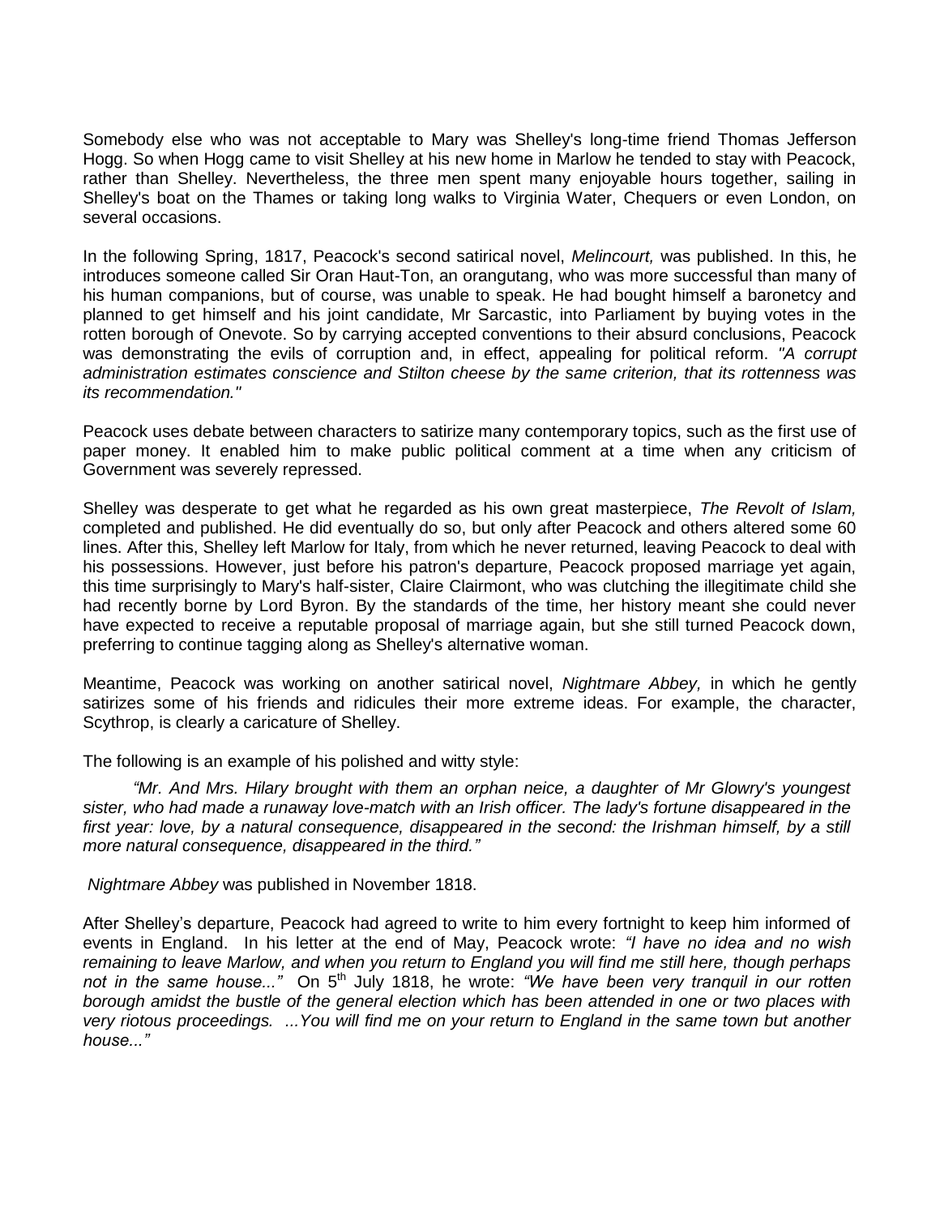Somebody else who was not acceptable to Mary was Shelley's long-time friend Thomas Jefferson Hogg. So when Hogg came to visit Shelley at his new home in Marlow he tended to stay with Peacock, rather than Shelley. Nevertheless, the three men spent many enjoyable hours together, sailing in Shelley's boat on the Thames or taking long walks to Virginia Water, Chequers or even London, on several occasions.

In the following Spring, 1817, Peacock's second satirical novel, *Melincourt,* was published. In this, he introduces someone called Sir Oran Haut-Ton, an orangutang, who was more successful than many of his human companions, but of course, was unable to speak. He had bought himself a baronetcy and planned to get himself and his joint candidate, Mr Sarcastic, into Parliament by buying votes in the rotten borough of Onevote. So by carrying accepted conventions to their absurd conclusions, Peacock was demonstrating the evils of corruption and, in effect, appealing for political reform. *"A corrupt administration estimates conscience and Stilton cheese by the same criterion, that its rottenness was its recommendation."*

Peacock uses debate between characters to satirize many contemporary topics, such as the first use of paper money. It enabled him to make public political comment at a time when any criticism of Government was severely repressed.

Shelley was desperate to get what he regarded as his own great masterpiece, *The Revolt of Islam,* completed and published. He did eventually do so, but only after Peacock and others altered some 60 lines. After this, Shelley left Marlow for Italy, from which he never returned, leaving Peacock to deal with his possessions. However, just before his patron's departure, Peacock proposed marriage yet again, this time surprisingly to Mary's half-sister, Claire Clairmont, who was clutching the illegitimate child she had recently borne by Lord Byron. By the standards of the time, her history meant she could never have expected to receive a reputable proposal of marriage again, but she still turned Peacock down, preferring to continue tagging along as Shelley's alternative woman.

Meantime, Peacock was working on another satirical novel, *Nightmare Abbey,* in which he gently satirizes some of his friends and ridicules their more extreme ideas. For example, the character, Scythrop, is clearly a caricature of Shelley.

The following is an example of his polished and witty style:

> *"Mr. And Mrs. Hilary brought with them an orphan neice, a daughter of Mr Glowry's youngest sister, who had made a runaway love-match with an Irish officer. The lady's fortune disappeared in the first year: love, by a natural consequence, disappeared in the second: the Irishman himself, by a still more natural consequence, disappeared in the third."*

*Nightmare Abbey* was published in November 1818.

After Shelley's departure, Peacock had agreed to write to him every fortnight to keep him informed of events in England. In his letter at the end of May, Peacock wrote: *"I have no idea and no wish remaining to leave Marlow, and when you return to England you will find me still here, though perhaps not in the same house..."* On 5th July 1818, he wrote: *"We have been very tranquil in our rotten borough amidst the bustle of the general election which has been attended in one or two places with very riotous proceedings. ...You will find me on your return to England in the same town but another house..."*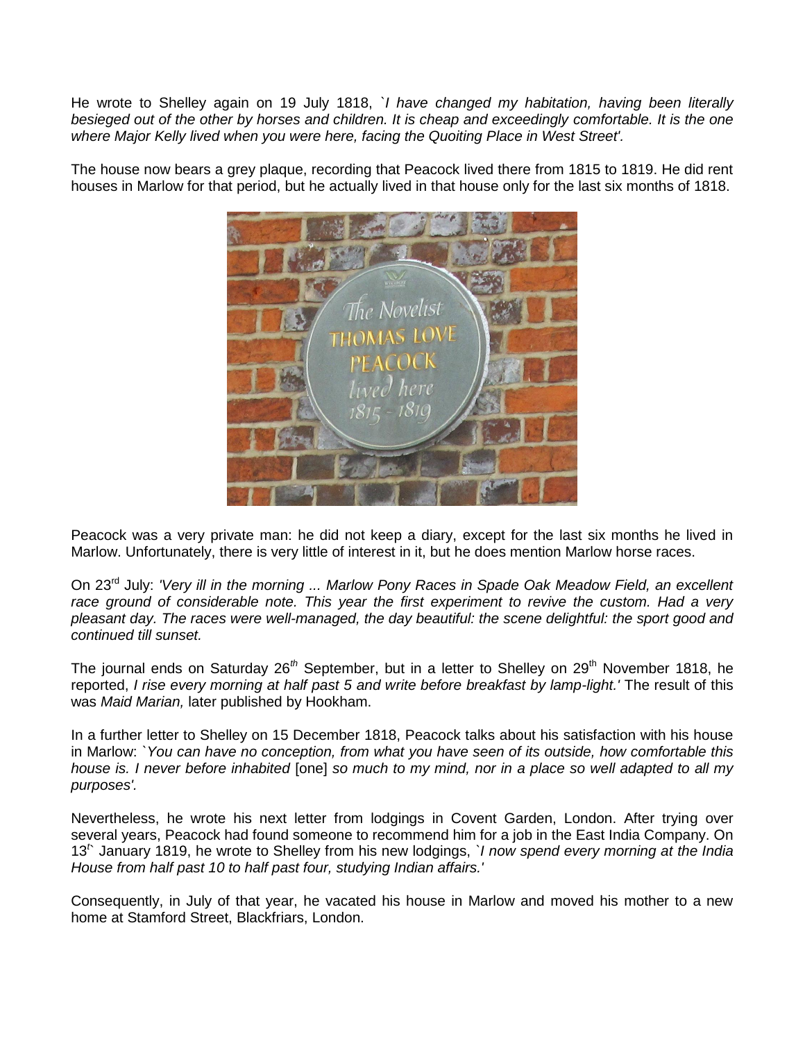He wrote to Shelley again on 19 July 1818, `*I have changed my habitation, having been literally besieged out of the other by horses and children. It is cheap and exceedingly comfortable. It is the one where Major Kelly lived when you were here, facing the Quoiting Place in West Street'.*

The house now bears a grey plaque, recording that Peacock lived there from 1815 to 1819. He did rent houses in Marlow for that period, but he actually lived in that house only for the last six months of 1818.

Peacock was a very private man: he did not keep a diary, except for the last six months he lived in Marlow. Unfortunately, there is very little of interest in it, but he does mention Marlow horse races.

On 23rd July: *'Very ill in the morning ... Marlow Pony Races in Spade Oak Meadow Field, an excellent race ground of considerable note. This year the first experiment to revive the custom. Had a very pleasant day. The races were well-managed, the day beautiful: the scene delightful: the sport good and continued till sunset.*

The journal ends on Saturday 26th September, but in a letter to Shelley on 29th November 1818, he reported, *I rise every morning at half past 5 and write before breakfast by lamp-light.'* The result of this was *Maid Marian,* later published by Hookham.

In a further letter to Shelley on 15 December 1818, Peacock talks about his satisfaction with his house in Marlow: `*You can have no conception, from what you have seen of its outside, how comfortable this house is. I never before inhabited* [one] *so much to my mind, nor in a place so well adapted to all my purposes'.*

Nevertheless, he wrote his next letter from lodgings in Covent Garden, London. After trying over several years, Peacock had found someone to recommend him for a job in the East India Company. On 13th January 1819, he wrote to Shelley from his new lodgings, `*I now spend every morning at the India House from half past 10 to half past four, studying Indian affairs.'*

Consequently, in July of that year, he vacated his house in Marlow and moved his mother to a new home at Stamford Street, Blackfriars, London.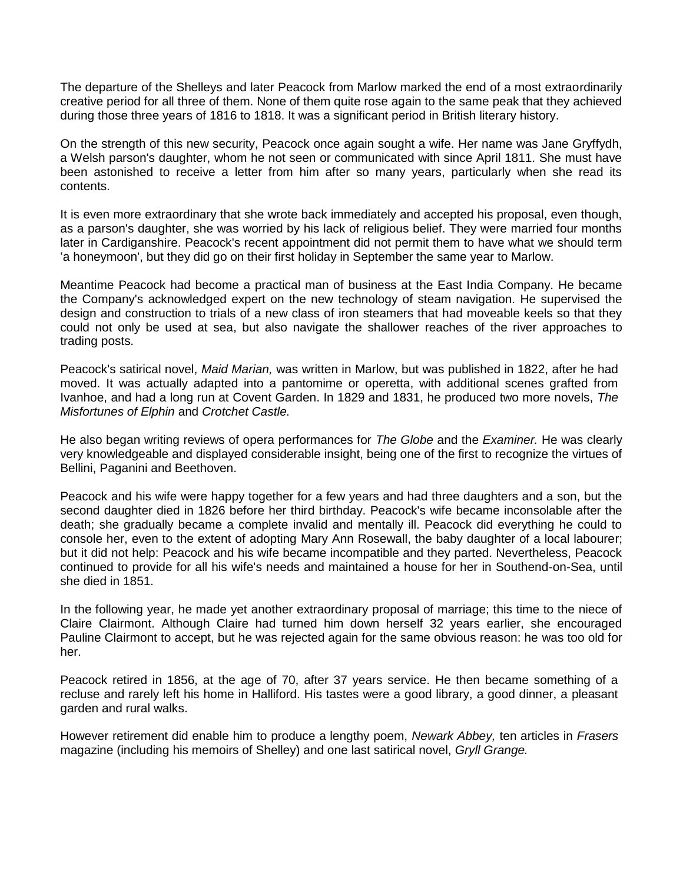The departure of the Shelleys and later Peacock from Marlow marked the end of a most extraordinarily creative period for all three of them. None of them quite rose again to the same peak that they achieved during those three years of 1816 to 1818. It was a significant period in British literary history.

On the strength of this new security, Peacock once again sought a wife. Her name was Jane Gryffydh, a Welsh parson's daughter, whom he not seen or communicated with since April 1811. She must have been astonished to receive a letter from him after so many years, particularly when she read its contents.

It is even more extraordinary that she wrote back immediately and accepted his proposal, even though, as a parson's daughter, she was worried by his lack of religious belief. They were married four months later in Cardiganshire. Peacock's recent appointment did not permit them to have what we should term 'a honeymoon', but they did go on their first holiday in September the same year to Marlow.

Meantime Peacock had become a practical man of business at the East India Company. He became the Company's acknowledged expert on the new technology of steam navigation. He supervised the design and construction to trials of a new class of iron steamers that had moveable keels so that they could not only be used at sea, but also navigate the shallower reaches of the river approaches to trading posts.

Peacock's satirical novel, *Maid Marian,* was written in Marlow, but was published in 1822, after he had moved. It was actually adapted into a pantomime or operetta, with additional scenes grafted from Ivanhoe, and had a long run at Covent Garden. In 1829 and 1831, he produced two more novels, *The Misfortunes of Elphin* and *Crotchet Castle.*

He also began writing reviews of opera performances for *The Globe* and the *Examiner.* He was clearly very knowledgeable and displayed considerable insight, being one of the first to recognize the virtues of Bellini, Paganini and Beethoven.

Peacock and his wife were happy together for a few years and had three daughters and a son, but the second daughter died in 1826 before her third birthday. Peacock's wife became inconsolable after the death; she gradually became a complete invalid and mentally ill. Peacock did everything he could to console her, even to the extent of adopting Mary Ann Rosewall, the baby daughter of a local labourer; but it did not help: Peacock and his wife became incompatible and they parted. Nevertheless, Peacock continued to provide for all his wife's needs and maintained a house for her in Southend-on-Sea, until she died in 1851.

In the following year, he made yet another extraordinary proposal of marriage; this time to the niece of Claire Clairmont. Although Claire had turned him down herself 32 years earlier, she encouraged Pauline Clairmont to accept, but he was rejected again for the same obvious reason: he was too old for her.

Peacock retired in 1856, at the age of 70, after 37 years service. He then became something of a recluse and rarely left his home in Halliford. His tastes were a good library, a good dinner, a pleasant garden and rural walks.

However retirement did enable him to produce a lengthy poem, *Newark Abbey,* ten articles in *Frasers* magazine (including his memoirs of Shelley) and one last satirical novel, *Gryll Grange.*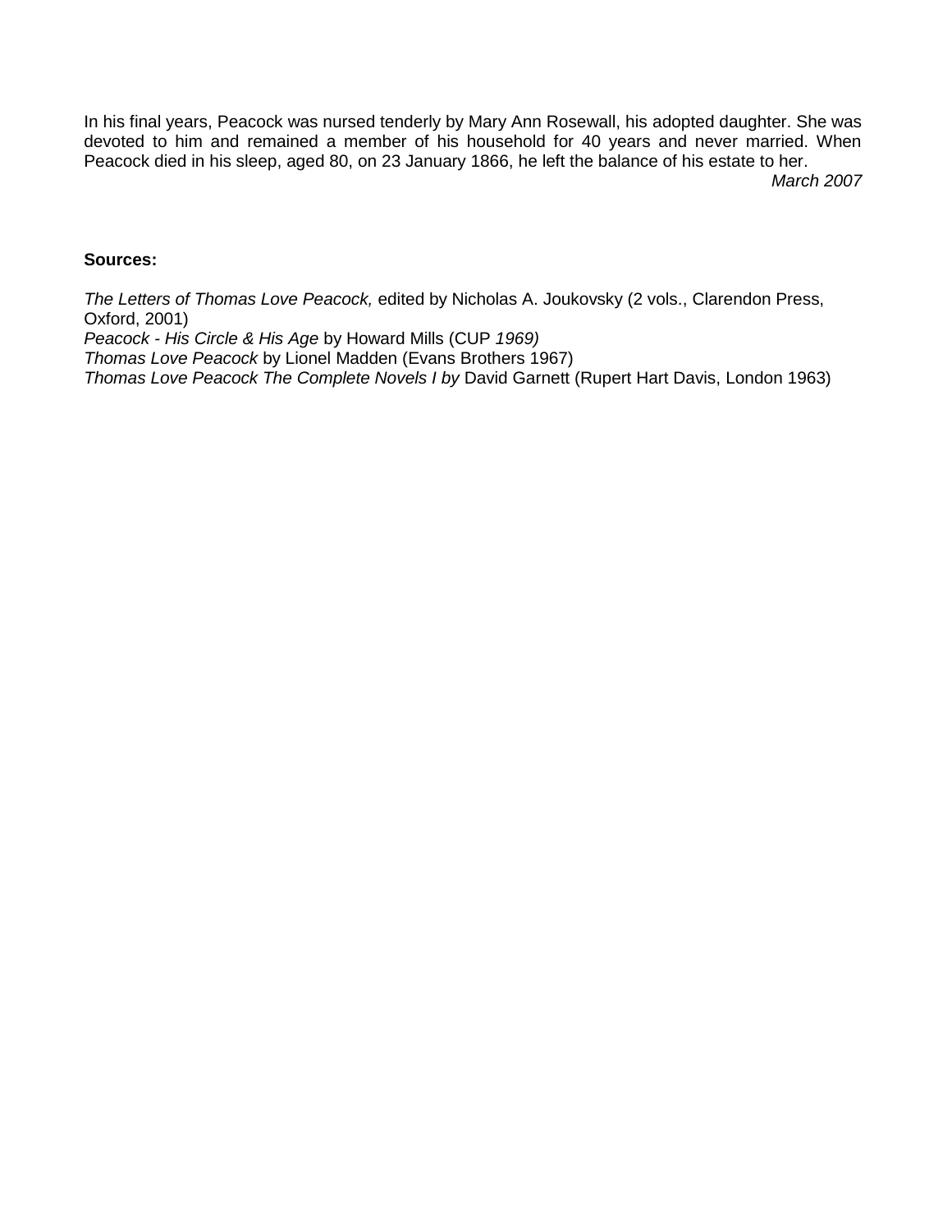In his final years, Peacock was nursed tenderly by Mary Ann Rosewall, his adopted daughter. She was devoted to him and remained a member of his household for 40 years and never married. When Peacock died in his sleep, aged 80, on 23 January 1866, he left the balance of his estate to her.

*March 2007*

**Sources:**

*The Letters of Thomas Love Peacock,* edited by Nicholas A. Joukovsky (2 vols., Clarendon Press, Oxford, 2001)
*Peacock - His Circle & His Age* by Howard Mills (CUP *1969)*
*Thomas Love Peacock* by Lionel Madden (Evans Brothers 1967)
*Thomas Love Peacock The Complete Novels I by* David Garnett (Rupert Hart Davis, London 1963)